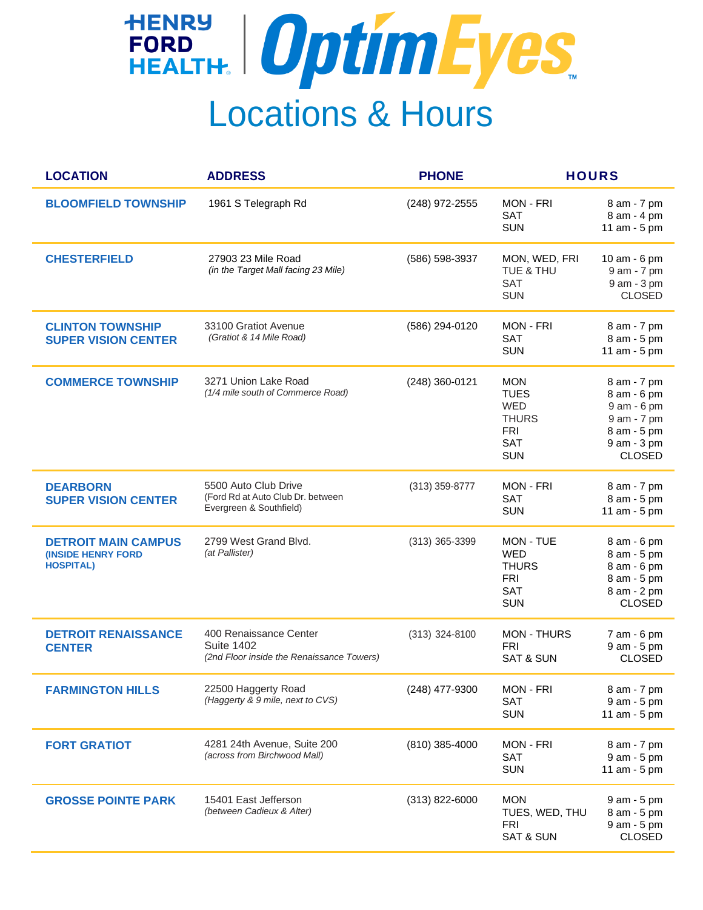# HENRY FORD HEALTH | OptimEyes™

# Locations & Hours

| LOCATION | ADDRESS | PHONE | HOURS | |
|---|---|---|---|---|
| **BLOOMFIELD TOWNSHIP** | 1961 S Telegraph Rd | (248) 972-2555 | MON - FRI<br>SAT<br>SUN | 8 am - 7 pm<br>8 am - 4 pm<br>11 am - 5 pm |
| **CHESTERFIELD** | 27903 23 Mile Road<br>*(in the Target Mall facing 23 Mile)* | (586) 598-3937 | MON, WED, FRI<br>TUE & THU<br>SAT<br>SUN | 10 am - 6 pm<br>9 am - 7 pm<br>9 am - 3 pm<br>CLOSED |
| **CLINTON TOWNSHIP SUPER VISION CENTER** | 33100 Gratiot Avenue<br>*(Gratiot & 14 Mile Road)* | (586) 294-0120 | MON - FRI<br>SAT<br>SUN | 8 am - 7 pm<br>8 am - 5 pm<br>11 am - 5 pm |
| **COMMERCE TOWNSHIP** | 3271 Union Lake Road<br>*(1/4 mile south of Commerce Road)* | (248) 360-0121 | MON<br>TUES<br>WED<br>THURS<br>FRI<br>SAT<br>SUN | 8 am - 7 pm<br>8 am - 6 pm<br>9 am - 6 pm<br>9 am - 7 pm<br>8 am - 5 pm<br>9 am - 3 pm<br>CLOSED |
| **DEARBORN SUPER VISION CENTER** | 5500 Auto Club Drive<br>(Ford Rd at Auto Club Dr. between Evergreen & Southfield) | (313) 359-8777 | MON - FRI<br>SAT<br>SUN | 8 am - 7 pm<br>8 am - 5 pm<br>11 am - 5 pm |
| **DETROIT MAIN CAMPUS (INSIDE HENRY FORD HOSPITAL)** | 2799 West Grand Blvd.<br>*(at Pallister)* | (313) 365-3399 | MON - TUE<br>WED<br>THURS<br>FRI<br>SAT<br>SUN | 8 am - 6 pm<br>8 am - 5 pm<br>8 am - 6 pm<br>8 am - 5 pm<br>8 am - 2 pm<br>CLOSED |
| **DETROIT RENAISSANCE CENTER** | 400 Renaissance Center<br>Suite 1402<br>*(2nd Floor inside the Renaissance Towers)* | (313) 324-8100 | MON - THURS<br>FRI<br>SAT & SUN | 7 am - 6 pm<br>9 am - 5 pm<br>CLOSED |
| **FARMINGTON HILLS** | 22500 Haggerty Road<br>*(Haggerty & 9 mile, next to CVS)* | (248) 477-9300 | MON - FRI<br>SAT<br>SUN | 8 am - 7 pm<br>9 am - 5 pm<br>11 am - 5 pm |
| **FORT GRATIOT** | 4281 24th Avenue, Suite 200<br>*(across from Birchwood Mall)* | (810) 385-4000 | MON - FRI<br>SAT<br>SUN | 8 am - 7 pm<br>9 am - 5 pm<br>11 am - 5 pm |
| **GROSSE POINTE PARK** | 15401 East Jefferson<br>*(between Cadieux & Alter)* | (313) 822-6000 | MON<br>TUES, WED, THU<br>FRI<br>SAT & SUN | 9 am - 5 pm<br>8 am - 5 pm<br>9 am - 5 pm<br>CLOSED |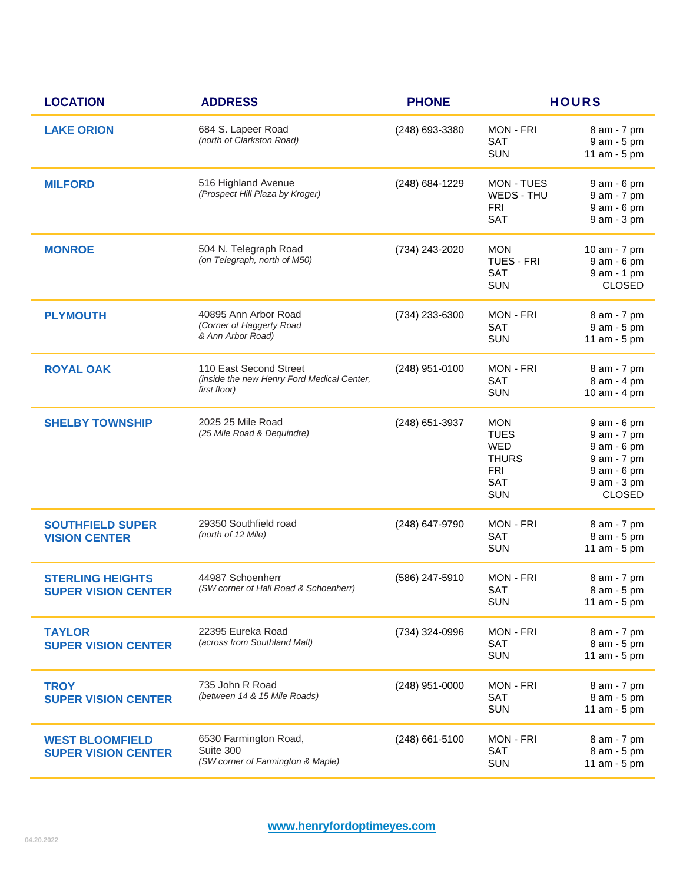| LOCATION | ADDRESS | PHONE | HOURS | |
|---|---|---|---|---|
| **LAKE ORION** | 684 S. Lapeer Road<br>*(north of Clarkston Road)* | (248) 693-3380 | MON - FRI<br>SAT<br>SUN | 8 am - 7 pm<br>9 am - 5 pm<br>11 am - 5 pm |
| **MILFORD** | 516 Highland Avenue<br>*(Prospect Hill Plaza by Kroger)* | (248) 684-1229 | MON - TUES<br>WEDS - THU<br>FRI<br>SAT | 9 am - 6 pm<br>9 am - 7 pm<br>9 am - 6 pm<br>9 am - 3 pm |
| **MONROE** | 504 N. Telegraph Road<br>*(on Telegraph, north of M50)* | (734) 243-2020 | MON<br>TUES - FRI<br>SAT<br>SUN | 10 am - 7 pm<br>9 am - 6 pm<br>9 am - 1 pm<br>CLOSED |
| **PLYMOUTH** | 40895 Ann Arbor Road<br>*(Corner of Haggerty Road & Ann Arbor Road)* | (734) 233-6300 | MON - FRI<br>SAT<br>SUN | 8 am - 7 pm<br>9 am - 5 pm<br>11 am - 5 pm |
| **ROYAL OAK** | 110 East Second Street<br>*(inside the new Henry Ford Medical Center, first floor)* | (248) 951-0100 | MON - FRI<br>SAT<br>SUN | 8 am - 7 pm<br>8 am - 4 pm<br>10 am - 4 pm |
| **SHELBY TOWNSHIP** | 2025 25 Mile Road<br>*(25 Mile Road & Dequindre)* | (248) 651-3937 | MON<br>TUES<br>WED<br>THURS<br>FRI<br>SAT<br>SUN | 9 am - 6 pm<br>9 am - 7 pm<br>9 am - 6 pm<br>9 am - 7 pm<br>9 am - 6 pm<br>9 am - 3 pm<br>CLOSED |
| **SOUTHFIELD SUPER VISION CENTER** | 29350 Southfield road<br>*(north of 12 Mile)* | (248) 647-9790 | MON - FRI<br>SAT<br>SUN | 8 am - 7 pm<br>8 am - 5 pm<br>11 am - 5 pm |
| **STERLING HEIGHTS SUPER VISION CENTER** | 44987 Schoenherr<br>*(SW corner of Hall Road & Schoenherr)* | (586) 247-5910 | MON - FRI<br>SAT<br>SUN | 8 am - 7 pm<br>8 am - 5 pm<br>11 am - 5 pm |
| **TAYLOR SUPER VISION CENTER** | 22395 Eureka Road<br>*(across from Southland Mall)* | (734) 324-0996 | MON - FRI<br>SAT<br>SUN | 8 am - 7 pm<br>8 am - 5 pm<br>11 am - 5 pm |
| **TROY SUPER VISION CENTER** | 735 John R Road<br>*(between 14 & 15 Mile Roads)* | (248) 951-0000 | MON - FRI<br>SAT<br>SUN | 8 am - 7 pm<br>8 am - 5 pm<br>11 am - 5 pm |
| **WEST BLOOMFIELD SUPER VISION CENTER** | 6530 Farmington Road, Suite 300<br>*(SW corner of Farmington & Maple)* | (248) 661-5100 | MON - FRI<br>SAT<br>SUN | 8 am - 7 pm<br>8 am - 5 pm<br>11 am - 5 pm |

www.henryfordoptimeyes.com

04.20.2022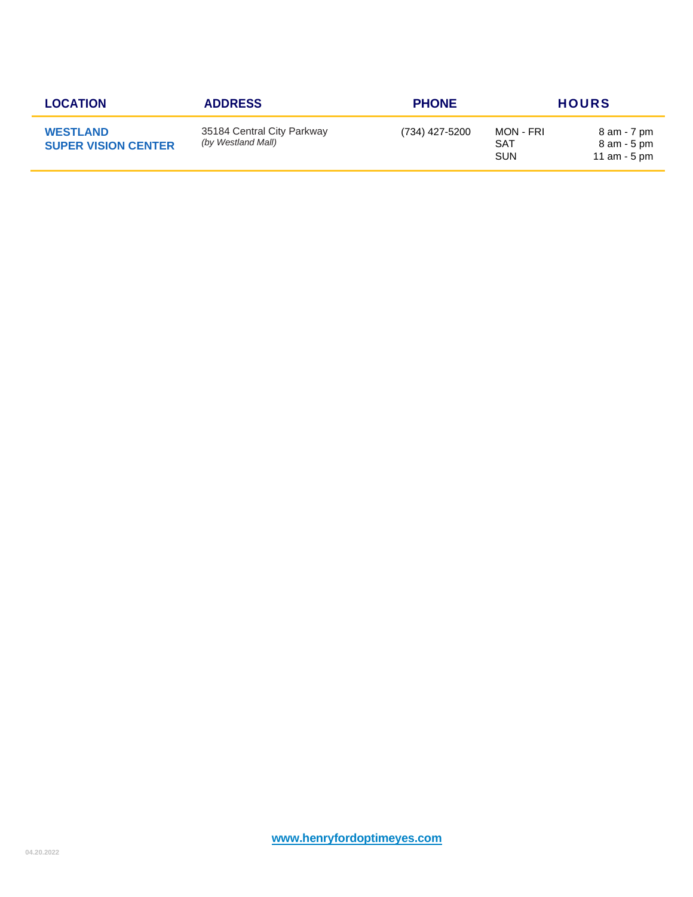| LOCATION | ADDRESS | PHONE | HOURS | |
|---|---|---|---|---|
| **WESTLAND SUPER VISION CENTER** | 35184 Central City Parkway *(by Westland Mall)* | (734) 427-5200 | MON - FRI<br>SAT<br>SUN | 8 am - 7 pm<br>8 am - 5 pm<br>11 am - 5 pm |

**www.henryfordoptimeyes.com**

04.20.2022